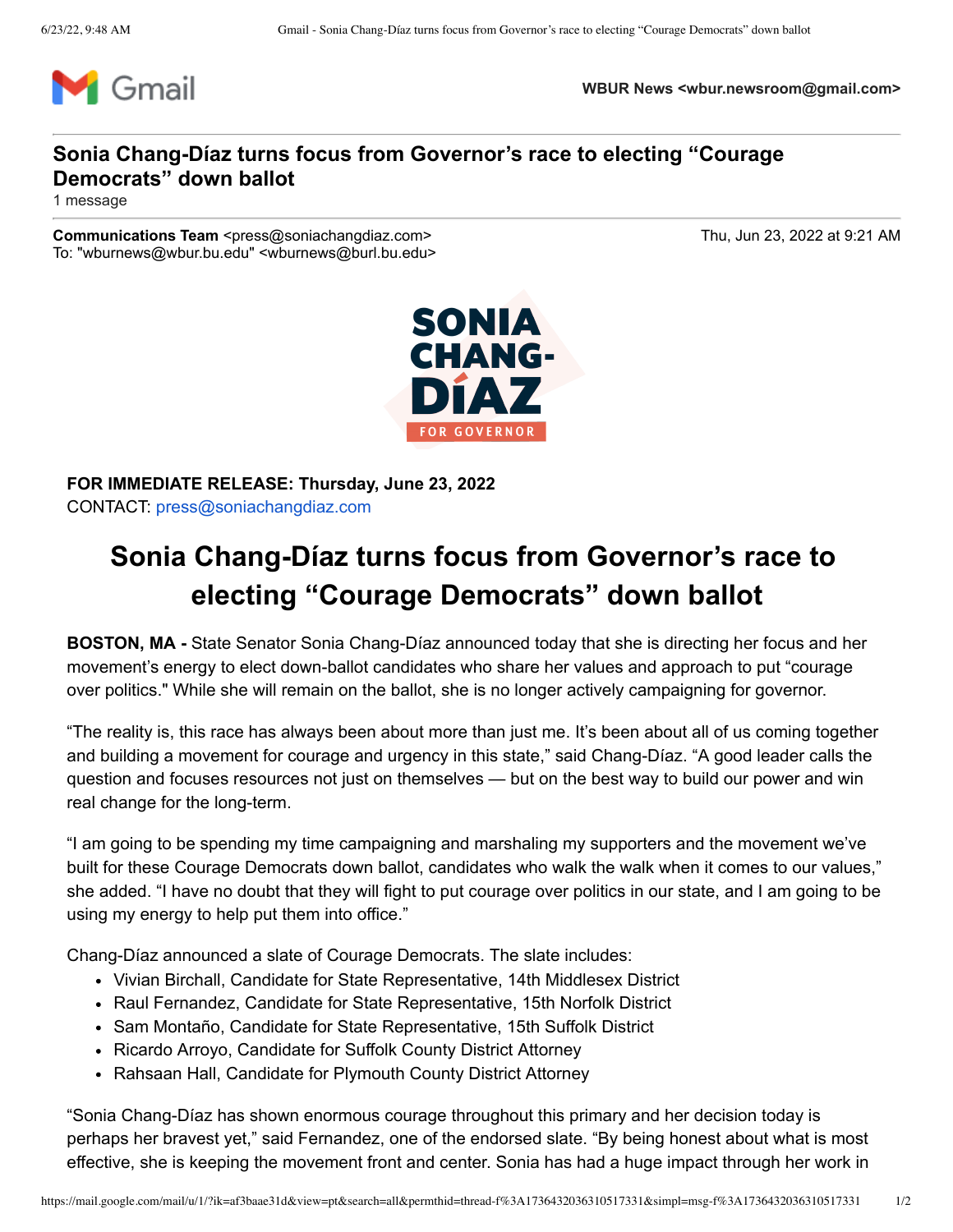Gmail

**WBUR News <wbur.newsroom@gmail.com>**

## Sonia Chang-Díaz turns focus from Governor's race to electing "Courage Democrats" down ballot

1 message

**Communications Team** <press@soniachangdiaz.com>
To: "wburnews@wbur.bu.edu" <wburnews@burl.bu.edu>

Thu, Jun 23, 2022 at 9:21 AM

SONIA CHANG-DÍAZ FOR GOVERNOR

**FOR IMMEDIATE RELEASE: Thursday, June 23, 2022**
CONTACT: press@soniachangdiaz.com

# Sonia Chang-Díaz turns focus from Governor's race to electing "Courage Democrats" down ballot

**BOSTON, MA -** State Senator Sonia Chang-Díaz announced today that she is directing her focus and her movement's energy to elect down-ballot candidates who share her values and approach to put "courage over politics." While she will remain on the ballot, she is no longer actively campaigning for governor.

"The reality is, this race has always been about more than just me. It's been about all of us coming together and building a movement for courage and urgency in this state," said Chang-Díaz. "A good leader calls the question and focuses resources not just on themselves — but on the best way to build our power and win real change for the long-term.

"I am going to be spending my time campaigning and marshaling my supporters and the movement we've built for these Courage Democrats down ballot, candidates who walk the walk when it comes to our values," she added. "I have no doubt that they will fight to put courage over politics in our state, and I am going to be using my energy to help put them into office."

Chang-Díaz announced a slate of Courage Democrats. The slate includes:

- Vivian Birchall, Candidate for State Representative, 14th Middlesex District
- Raul Fernandez, Candidate for State Representative, 15th Norfolk District
- Sam Montaño, Candidate for State Representative, 15th Suffolk District
- Ricardo Arroyo, Candidate for Suffolk County District Attorney
- Rahsaan Hall, Candidate for Plymouth County District Attorney

"Sonia Chang-Díaz has shown enormous courage throughout this primary and her decision today is perhaps her bravest yet," said Fernandez, one of the endorsed slate. "By being honest about what is most effective, she is keeping the movement front and center. Sonia has had a huge impact through her work in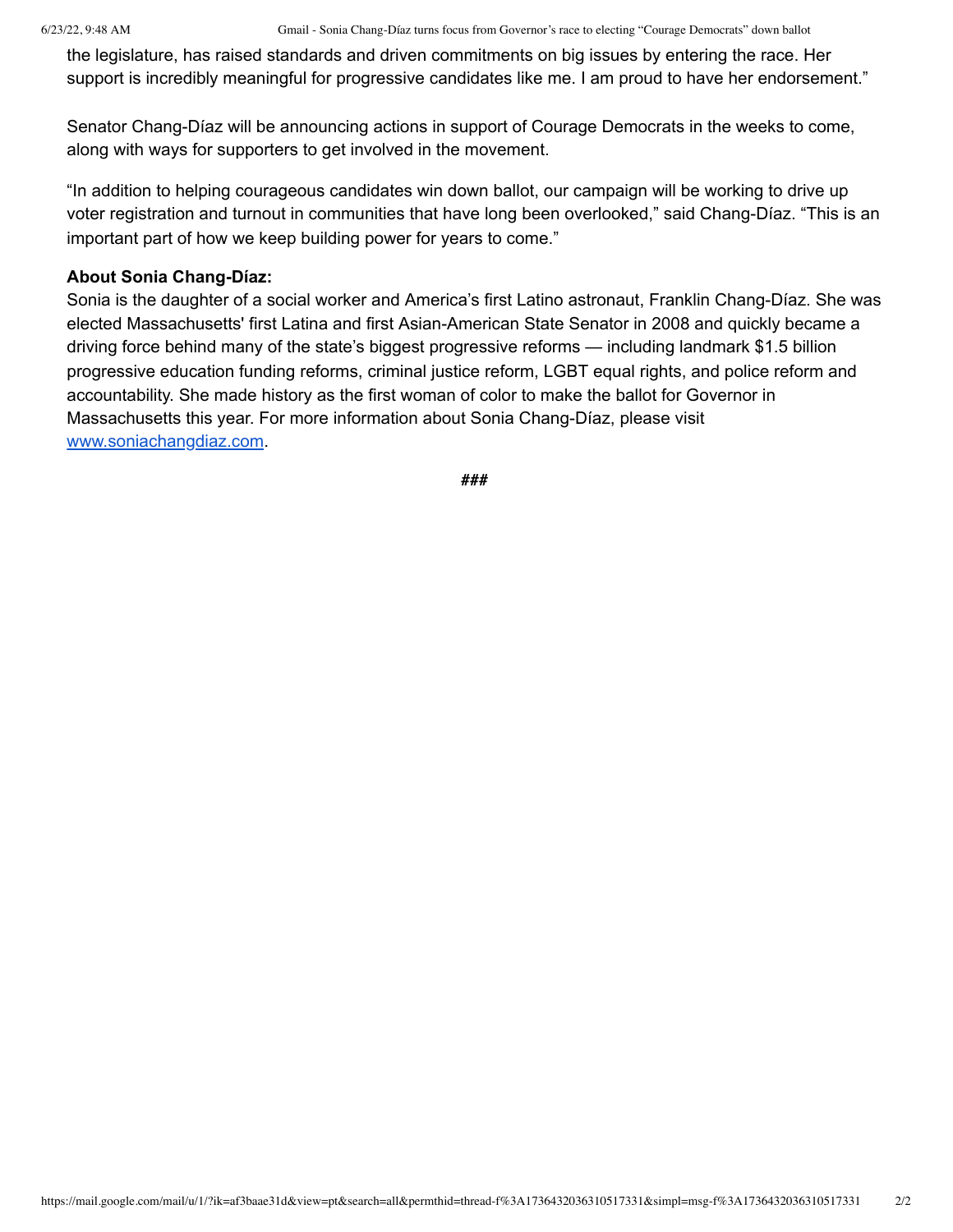the legislature, has raised standards and driven commitments on big issues by entering the race. Her support is incredibly meaningful for progressive candidates like me. I am proud to have her endorsement."

Senator Chang-Díaz will be announcing actions in support of Courage Democrats in the weeks to come, along with ways for supporters to get involved in the movement.

"In addition to helping courageous candidates win down ballot, our campaign will be working to drive up voter registration and turnout in communities that have long been overlooked," said Chang-Díaz. "This is an important part of how we keep building power for years to come."

**About Sonia Chang-Díaz:**
Sonia is the daughter of a social worker and America's first Latino astronaut, Franklin Chang-Díaz. She was elected Massachusetts' first Latina and first Asian-American State Senator in 2008 and quickly became a driving force behind many of the state's biggest progressive reforms — including landmark $1.5 billion progressive education funding reforms, criminal justice reform, LGBT equal rights, and police reform and accountability. She made history as the first woman of color to make the ballot for Governor in Massachusetts this year. For more information about Sonia Chang-Díaz, please visit [www.soniachangdiaz.com](http://www.soniachangdiaz.com).

***###***